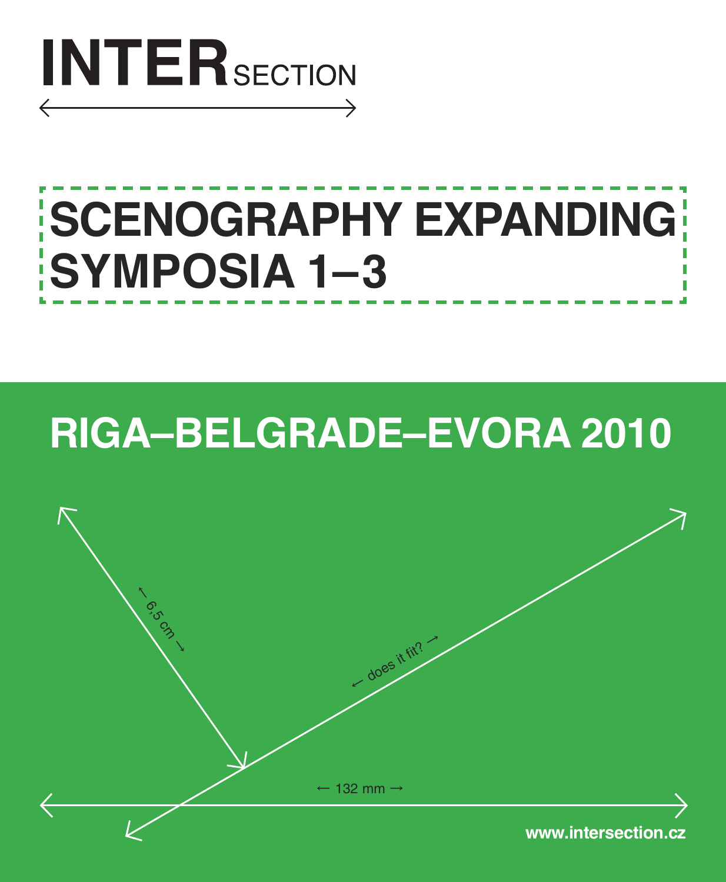# INTERSECTION

# SCENOGRAPHY EXPANDING SYMPOSIA 1–3

## RIGA–BELGRADE–EVORA 2010

← 6,5 cm →

← does it fit? →

← 132 mm →

www.intersection.cz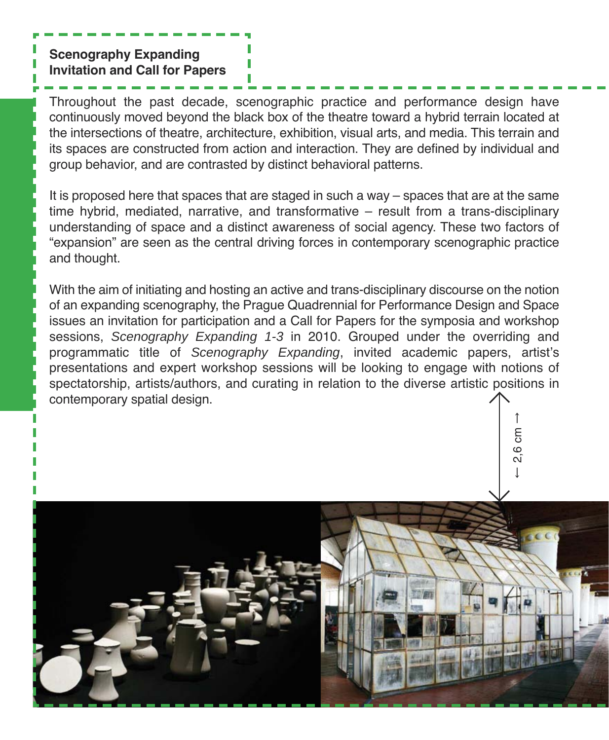## Scenography Expanding Invitation and Call for Papers

Throughout the past decade, scenographic practice and performance design have continuously moved beyond the black box of the theatre toward a hybrid terrain located at the intersections of theatre, architecture, exhibition, visual arts, and media. This terrain and its spaces are constructed from action and interaction. They are defined by individual and group behavior, and are contrasted by distinct behavioral patterns.

It is proposed here that spaces that are staged in such a way – spaces that are at the same time hybrid, mediated, narrative, and transformative – result from a trans-disciplinary understanding of space and a distinct awareness of social agency. These two factors of "expansion" are seen as the central driving forces in contemporary scenographic practice and thought.

With the aim of initiating and hosting an active and trans-disciplinary discourse on the notion of an expanding scenography, the Prague Quadrennial for Performance Design and Space issues an invitation for participation and a Call for Papers for the symposia and workshop sessions, *Scenography Expanding 1-3* in 2010. Grouped under the overriding and programmatic title of *Scenography Expanding*, invited academic papers, artist's presentations and expert workshop sessions will be looking to engage with notions of spectatorship, artists/authors, and curating in relation to the diverse artistic positions in contemporary spatial design.

← 2,6 cm →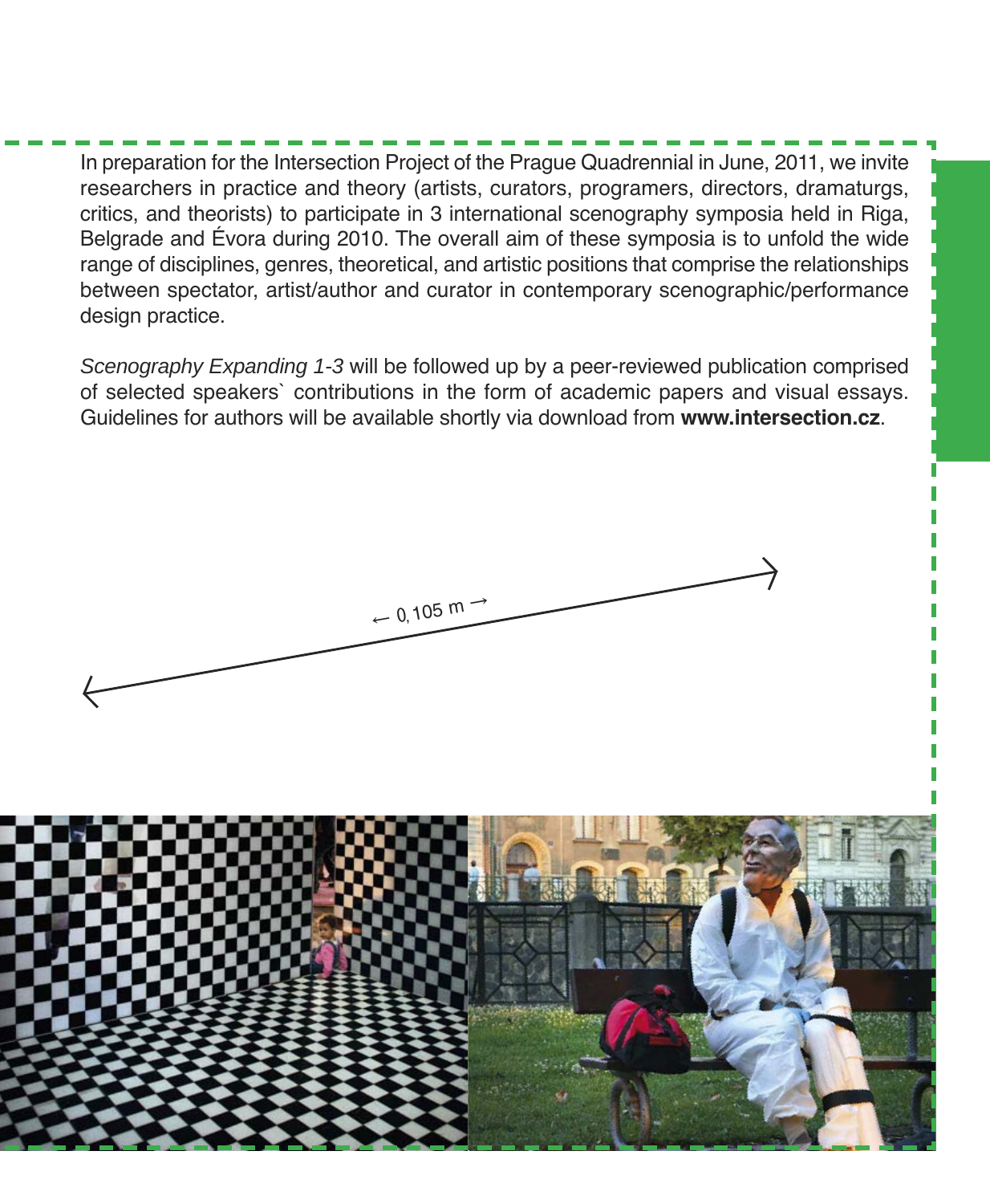In preparation for the Intersection Project of the Prague Quadrennial in June, 2011, we invite researchers in practice and theory (artists, curators, programers, directors, dramaturgs, critics, and theorists) to participate in 3 international scenography symposia held in Riga, Belgrade and Évora during 2010. The overall aim of these symposia is to unfold the wide range of disciplines, genres, theoretical, and artistic positions that comprise the relationships between spectator, artist/author and curator in contemporary scenographic/performance design practice.

*Scenography Expanding 1-3* will be followed up by a peer-reviewed publication comprised of selected speakers` contributions in the form of academic papers and visual essays. Guidelines for authors will be available shortly via download from **www.intersection.cz**.

← 0,105 m →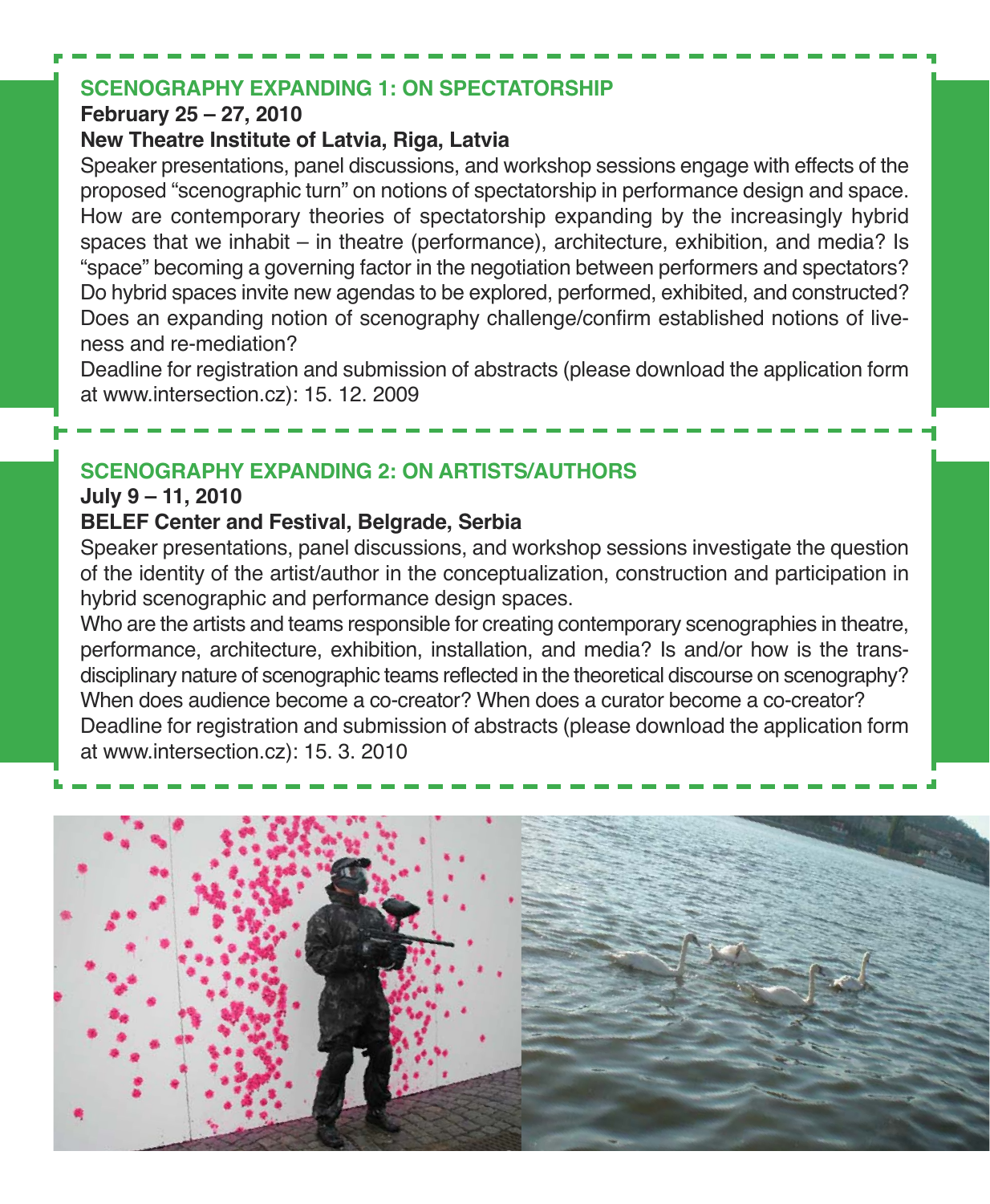## SCENOGRAPHY EXPANDING 1: ON SPECTATORSHIP

**February 25 – 27, 2010**

**New Theatre Institute of Latvia, Riga, Latvia**

Speaker presentations, panel discussions, and workshop sessions engage with effects of the proposed "scenographic turn" on notions of spectatorship in performance design and space. How are contemporary theories of spectatorship expanding by the increasingly hybrid spaces that we inhabit – in theatre (performance), architecture, exhibition, and media? Is "space" becoming a governing factor in the negotiation between performers and spectators? Do hybrid spaces invite new agendas to be explored, performed, exhibited, and constructed? Does an expanding notion of scenography challenge/confirm established notions of liveness and re-mediation?

Deadline for registration and submission of abstracts (please download the application form at www.intersection.cz): 15. 12. 2009

## SCENOGRAPHY EXPANDING 2: ON ARTISTS/AUTHORS

**July 9 – 11, 2010**

**BELEF Center and Festival, Belgrade, Serbia**

Speaker presentations, panel discussions, and workshop sessions investigate the question of the identity of the artist/author in the conceptualization, construction and participation in hybrid scenographic and performance design spaces.

Who are the artists and teams responsible for creating contemporary scenographies in theatre, performance, architecture, exhibition, installation, and media? Is and/or how is the transdisciplinary nature of scenographic teams reflected in the theoretical discourse on scenography? When does audience become a co-creator? When does a curator become a co-creator?

Deadline for registration and submission of abstracts (please download the application form at www.intersection.cz): 15. 3. 2010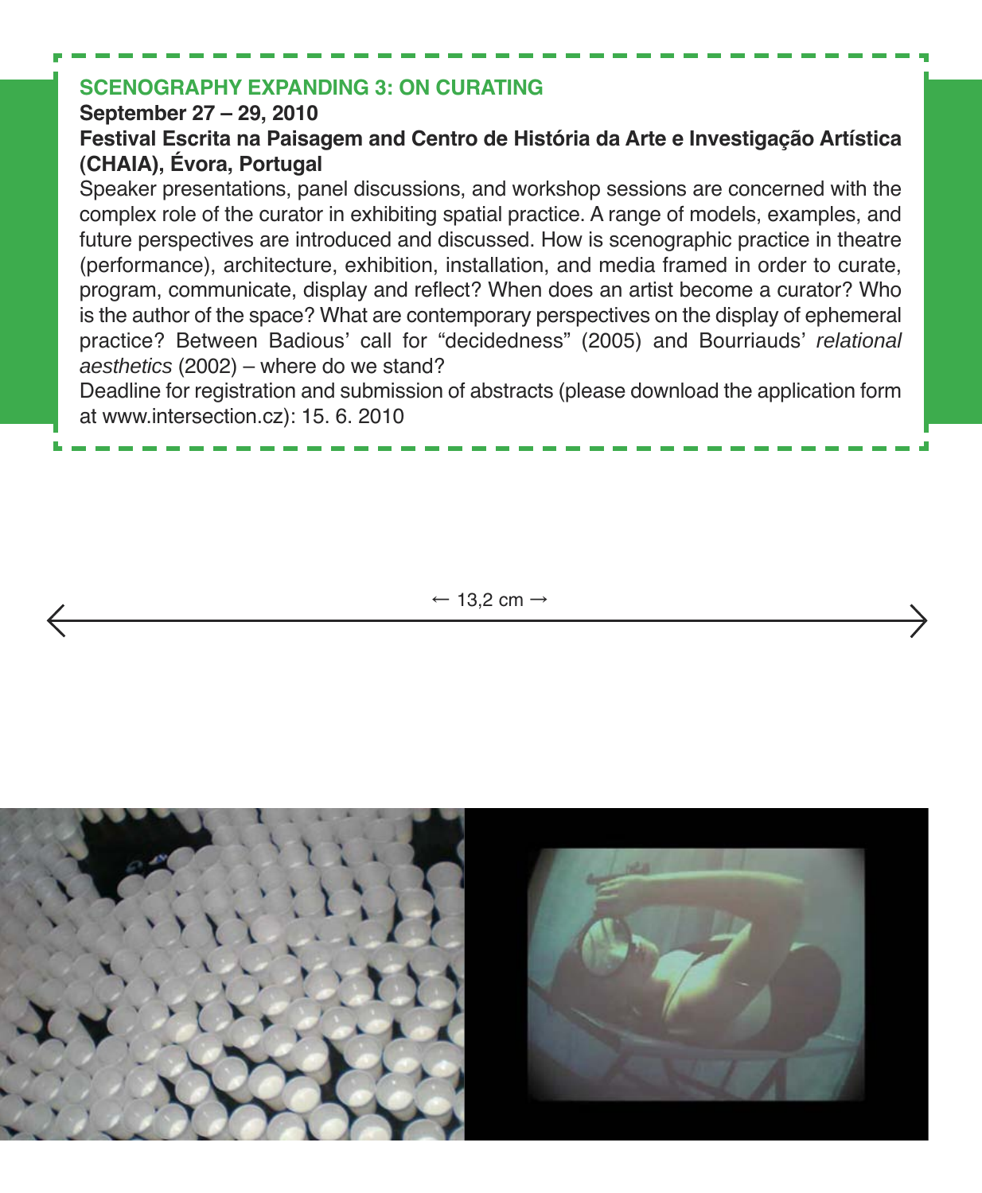## SCENOGRAPHY EXPANDING 3: ON CURATING

**September 27 – 29, 2010**

**Festival Escrita na Paisagem and Centro de História da Arte e Investigação Artística (CHAIA), Évora, Portugal**

Speaker presentations, panel discussions, and workshop sessions are concerned with the complex role of the curator in exhibiting spatial practice. A range of models, examples, and future perspectives are introduced and discussed. How is scenographic practice in theatre (performance), architecture, exhibition, installation, and media framed in order to curate, program, communicate, display and reflect? When does an artist become a curator? Who is the author of the space? What are contemporary perspectives on the display of ephemeral practice? Between Badious' call for "decidedness" (2005) and Bourriauds' *relational aesthetics* (2002) – where do we stand?

Deadline for registration and submission of abstracts (please download the application form at www.intersection.cz): 15. 6. 2010

← 13,2 cm →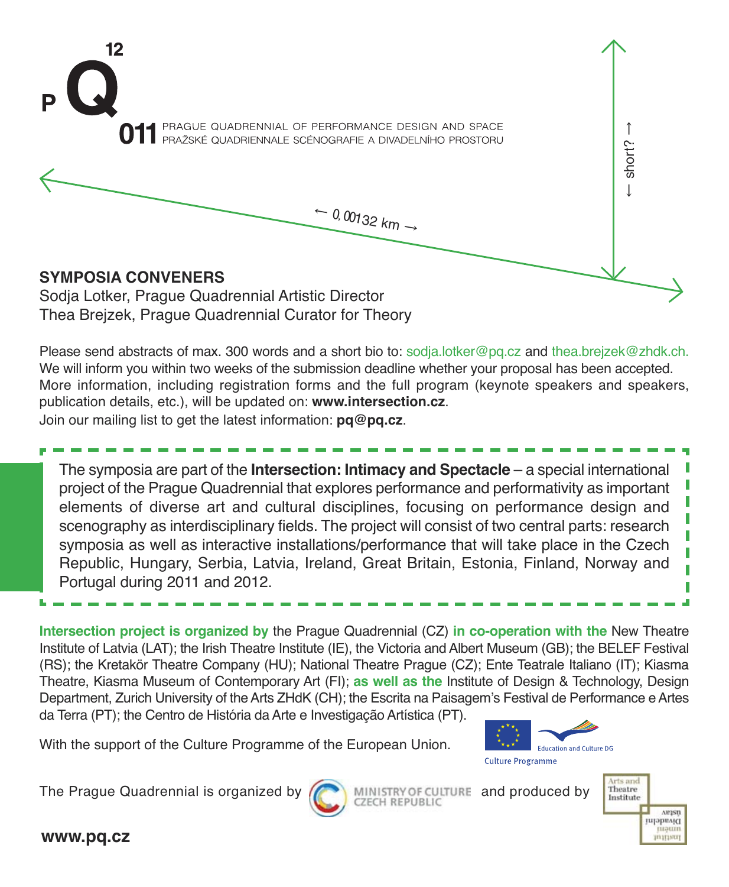PQ 12

011 PRAGUE QUADRENNIAL OF PERFORMANCE DESIGN AND SPACE
PRAŽSKÉ QUADRIENNALE SCÉNOGRAFIE A DIVADELNÍHO PROSTORU

← 0,00132 km →

← short? →

## SYMPOSIA CONVENERS

Sodja Lotker, Prague Quadrennial Artistic Director
Thea Brejzek, Prague Quadrennial Curator for Theory

Please send abstracts of max. 300 words and a short bio to: sodja.lotker@pq.cz and thea.brejzek@zhdk.ch.
We will inform you within two weeks of the submission deadline whether your proposal has been accepted.
More information, including registration forms and the full program (keynote speakers and speakers, publication details, etc.), will be updated on: **www.intersection.cz**.
Join our mailing list to get the latest information: **pq@pq.cz**.

The symposia are part of the **Intersection: Intimacy and Spectacle** – a special international project of the Prague Quadrennial that explores performance and performativity as important elements of diverse art and cultural disciplines, focusing on performance design and scenography as interdisciplinary fields. The project will consist of two central parts: research symposia as well as interactive installations/performance that will take place in the Czech Republic, Hungary, Serbia, Latvia, Ireland, Great Britain, Estonia, Finland, Norway and Portugal during 2011 and 2012.

**Intersection project is organized by** the Prague Quadrennial (CZ) **in co-operation with the** New Theatre Institute of Latvia (LAT); the Irish Theatre Institute (IE), the Victoria and Albert Museum (GB); the BELEF Festival (RS); the Kretakör Theatre Company (HU); National Theatre Prague (CZ); Ente Teatrale Italiano (IT); Kiasma Theatre, Kiasma Museum of Contemporary Art (FI); **as well as the** Institute of Design & Technology, Design Department, Zurich University of the Arts ZHdK (CH); the Escrita na Paisagem's Festival de Performance e Artes da Terra (PT); the Centro de História da Arte e Investigação Artística (PT).

With the support of the Culture Programme of the European Union.

Education and Culture DG
Culture Programme

The Prague Quadrennial is organized by MINISTRY OF CULTURE CZECH REPUBLIC and produced by Arts and Theatre Institute

**www.pq.cz**